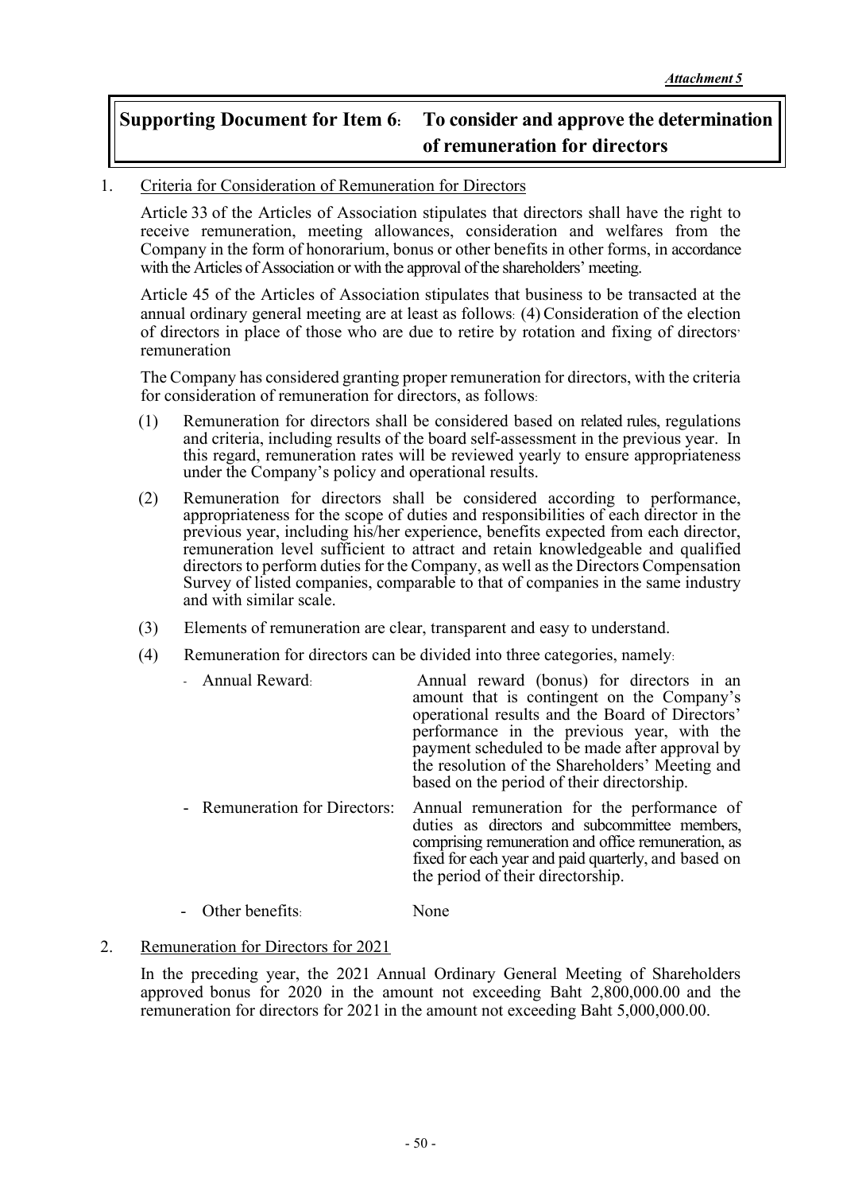*Attachment 5*

# Supporting Document for Item 6: To consider and approve the determination of remuneration for directors

1. Criteria for Consideration of Remuneration for Directors

   Article 33 of the Articles of Association stipulates that directors shall have the right to receive remuneration, meeting allowances, consideration and welfares from the Company in the form of honorarium, bonus or other benefits in other forms, in accordance with the Articles of Association or with the approval of the shareholders' meeting.

   Article 45 of the Articles of Association stipulates that business to be transacted at the annual ordinary general meeting are at least as follows: (4) Consideration of the election of directors in place of those who are due to retire by rotation and fixing of directors' remuneration

   The Company has considered granting proper remuneration for directors, with the criteria for consideration of remuneration for directors, as follows:

   (1) Remuneration for directors shall be considered based on related rules, regulations and criteria, including results of the board self-assessment in the previous year. In this regard, remuneration rates will be reviewed yearly to ensure appropriateness under the Company's policy and operational results.

   (2) Remuneration for directors shall be considered according to performance, appropriateness for the scope of duties and responsibilities of each director in the previous year, including his/her experience, benefits expected from each director, remuneration level sufficient to attract and retain knowledgeable and qualified directors to perform duties for the Company, as well as the Directors Compensation Survey of listed companies, comparable to that of companies in the same industry and with similar scale.

   (3) Elements of remuneration are clear, transparent and easy to understand.

   (4) Remuneration for directors can be divided into three categories, namely:

   - Annual Reward: Annual reward (bonus) for directors in an amount that is contingent on the Company's operational results and the Board of Directors' performance in the previous year, with the payment scheduled to be made after approval by the resolution of the Shareholders' Meeting and based on the period of their directorship.
   - Remuneration for Directors: Annual remuneration for the performance of duties as directors and subcommittee members, comprising remuneration and office remuneration, as fixed for each year and paid quarterly, and based on the period of their directorship.
   - Other benefits: None

2. Remuneration for Directors for 2021

   In the preceding year, the 2021 Annual Ordinary General Meeting of Shareholders approved bonus for 2020 in the amount not exceeding Baht 2,800,000.00 and the remuneration for directors for 2021 in the amount not exceeding Baht 5,000,000.00.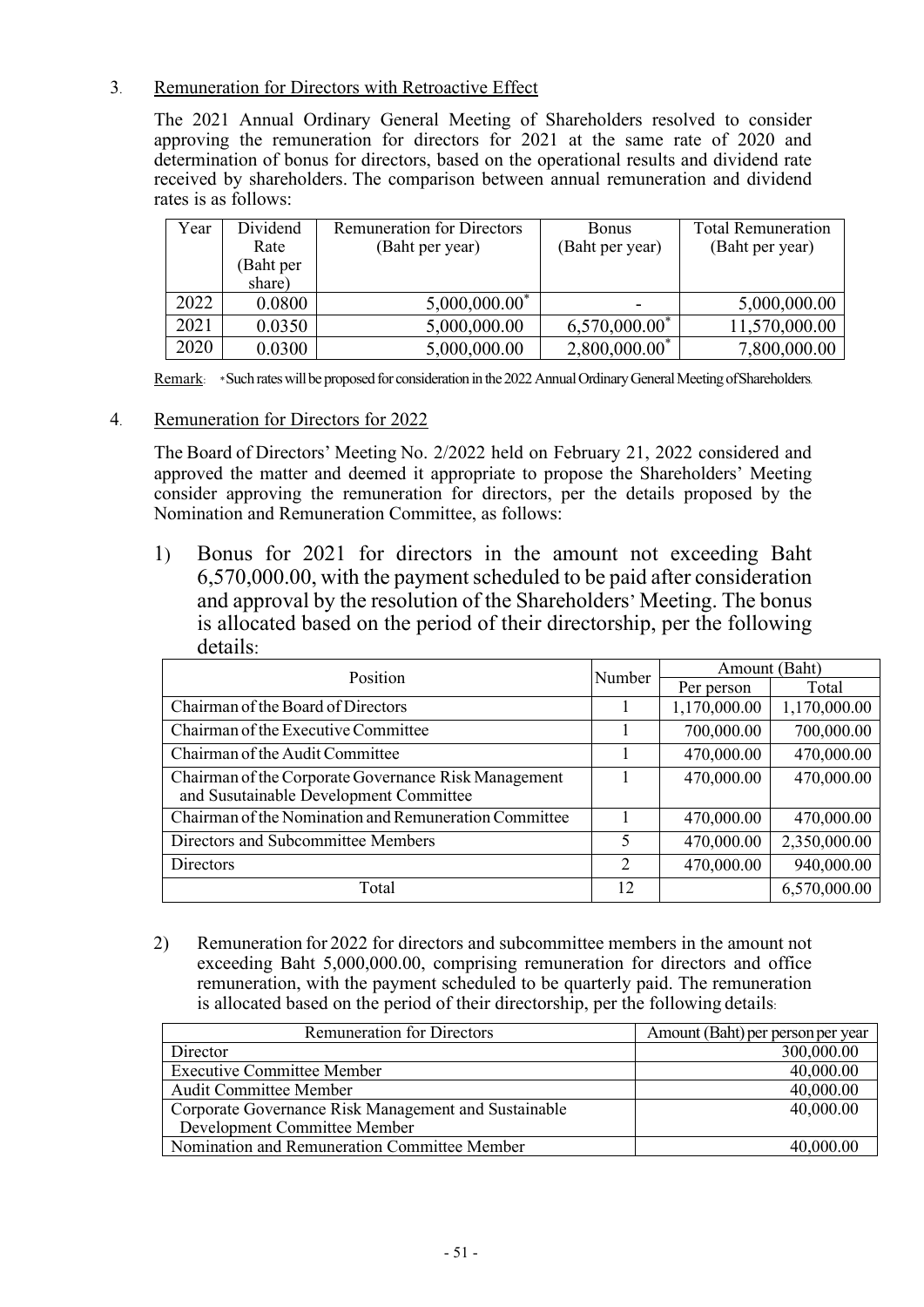3. Remuneration for Directors with Retroactive Effect

The 2021 Annual Ordinary General Meeting of Shareholders resolved to consider approving the remuneration for directors for 2021 at the same rate of 2020 and determination of bonus for directors, based on the operational results and dividend rate received by shareholders. The comparison between annual remuneration and dividend rates is as follows:

| Year | Dividend Rate (Baht per share) | Remuneration for Directors (Baht per year) | Bonus (Baht per year) | Total Remuneration (Baht per year) |
|---|---|---|---|---|
| 2022 | 0.0800 | 5,000,000.00* | - | 5,000,000.00 |
| 2021 | 0.0350 | 5,000,000.00 | 6,570,000.00* | 11,570,000.00 |
| 2020 | 0.0300 | 5,000,000.00 | 2,800,000.00* | 7,800,000.00 |

Remark: * Such rates will be proposed for consideration in the 2022 Annual Ordinary General Meeting of Shareholders.

4. Remuneration for Directors for 2022

The Board of Directors' Meeting No. 2/2022 held on February 21, 2022 considered and approved the matter and deemed it appropriate to propose the Shareholders' Meeting consider approving the remuneration for directors, per the details proposed by the Nomination and Remuneration Committee, as follows:

1) Bonus for 2021 for directors in the amount not exceeding Baht 6,570,000.00, with the payment scheduled to be paid after consideration and approval by the resolution of the Shareholders' Meeting. The bonus is allocated based on the period of their directorship, per the following details:

| Position | Number | Amount (Baht) | |
|---|---|---|---|
| | | Per person | Total |
| Chairman of the Board of Directors | 1 | 1,170,000.00 | 1,170,000.00 |
| Chairman of the Executive Committee | 1 | 700,000.00 | 700,000.00 |
| Chairman of the Audit Committee | 1 | 470,000.00 | 470,000.00 |
| Chairman of the Corporate Governance Risk Management and Susutainable Development Committee | 1 | 470,000.00 | 470,000.00 |
| Chairman of the Nomination and Remuneration Committee | 1 | 470,000.00 | 470,000.00 |
| Directors and Subcommittee Members | 5 | 470,000.00 | 2,350,000.00 |
| Directors | 2 | 470,000.00 | 940,000.00 |
| Total | 12 | | 6,570,000.00 |

2) Remuneration for 2022 for directors and subcommittee members in the amount not exceeding Baht 5,000,000.00, comprising remuneration for directors and office remuneration, with the payment scheduled to be quarterly paid. The remuneration is allocated based on the period of their directorship, per the following details:

| Remuneration for Directors | Amount (Baht) per person per year |
|---|---|
| Director | 300,000.00 |
| Executive Committee Member | 40,000.00 |
| Audit Committee Member | 40,000.00 |
| Corporate Governance Risk Management and Sustainable Development Committee Member | 40,000.00 |
| Nomination and Remuneration Committee Member | 40,000.00 |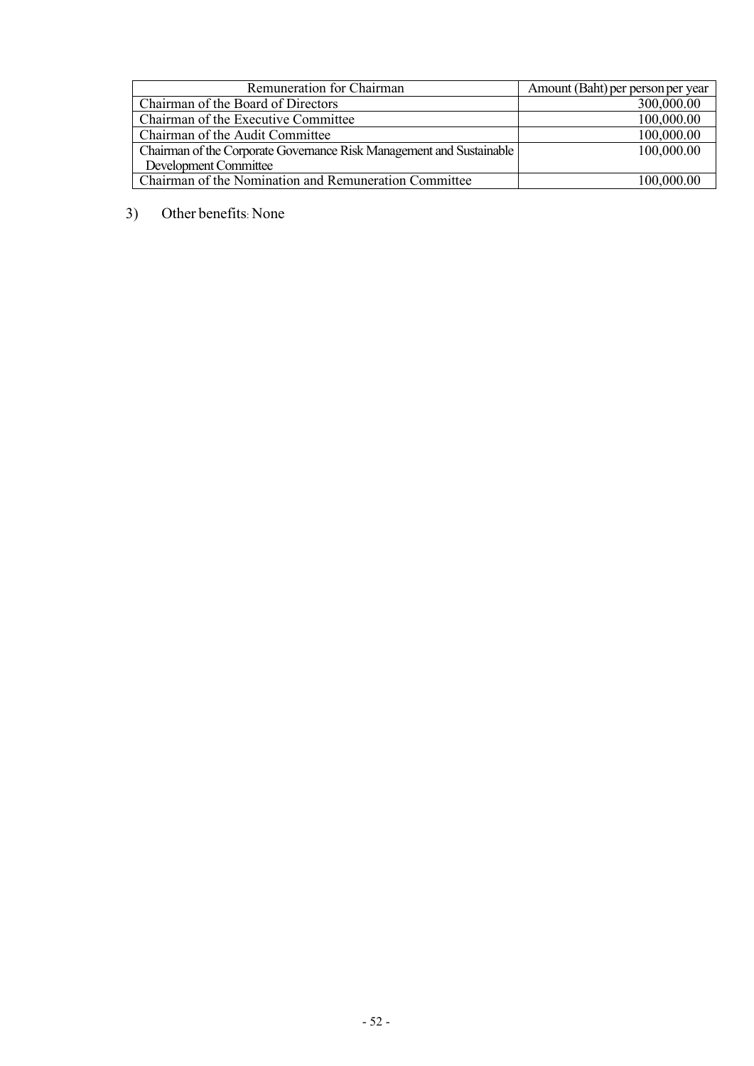| Remuneration for Chairman | Amount (Baht) per person per year |
|---|---|
| Chairman of the Board of Directors | 300,000.00 |
| Chairman of the Executive Committee | 100,000.00 |
| Chairman of the Audit Committee | 100,000.00 |
| Chairman of the Corporate Governance Risk Management and Sustainable Development Committee | 100,000.00 |
| Chairman of the Nomination and Remuneration Committee | 100,000.00 |

3) Other benefits: None